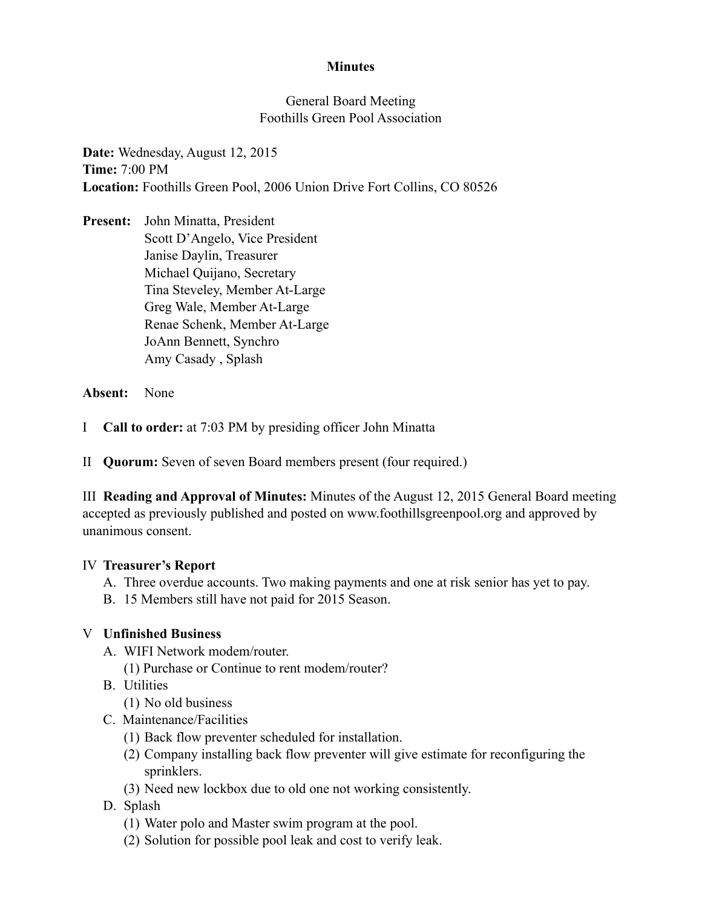**Minutes**

General Board Meeting
Foothills Green Pool Association

**Date:** Wednesday, August 12, 2015
**Time:** 7:00 PM
**Location:** Foothills Green Pool, 2006 Union Drive Fort Collins, CO 80526

**Present:** John Minatta, President
Scott D'Angelo, Vice President
Janise Daylin, Treasurer
Michael Quijano, Secretary
Tina Steveley, Member At-Large
Greg Wale, Member At-Large
Renae Schenk, Member At-Large
JoAnn Bennett, Synchro
Amy Casady , Splash

**Absent:** None

I **Call to order:** at 7:03 PM by presiding officer John Minatta

II **Quorum:** Seven of seven Board members present (four required.)

III **Reading and Approval of Minutes:** Minutes of the August 12, 2015 General Board meeting accepted as previously published and posted on www.foothillsgreenpool.org and approved by unanimous consent.

IV **Treasurer's Report**

A. Three overdue accounts. Two making payments and one at risk senior has yet to pay.
B. 15 Members still have not paid for 2015 Season.

V **Unfinished Business**

A. WIFI Network modem/router.
   (1) Purchase or Continue to rent modem/router?
B. Utilities
   (1) No old business
C. Maintenance/Facilities
   (1) Back flow preventer scheduled for installation.
   (2) Company installing back flow preventer will give estimate for reconfiguring the sprinklers.
   (3) Need new lockbox due to old one not working consistently.
D. Splash
   (1) Water polo and Master swim program at the pool.
   (2) Solution for possible pool leak and cost to verify leak.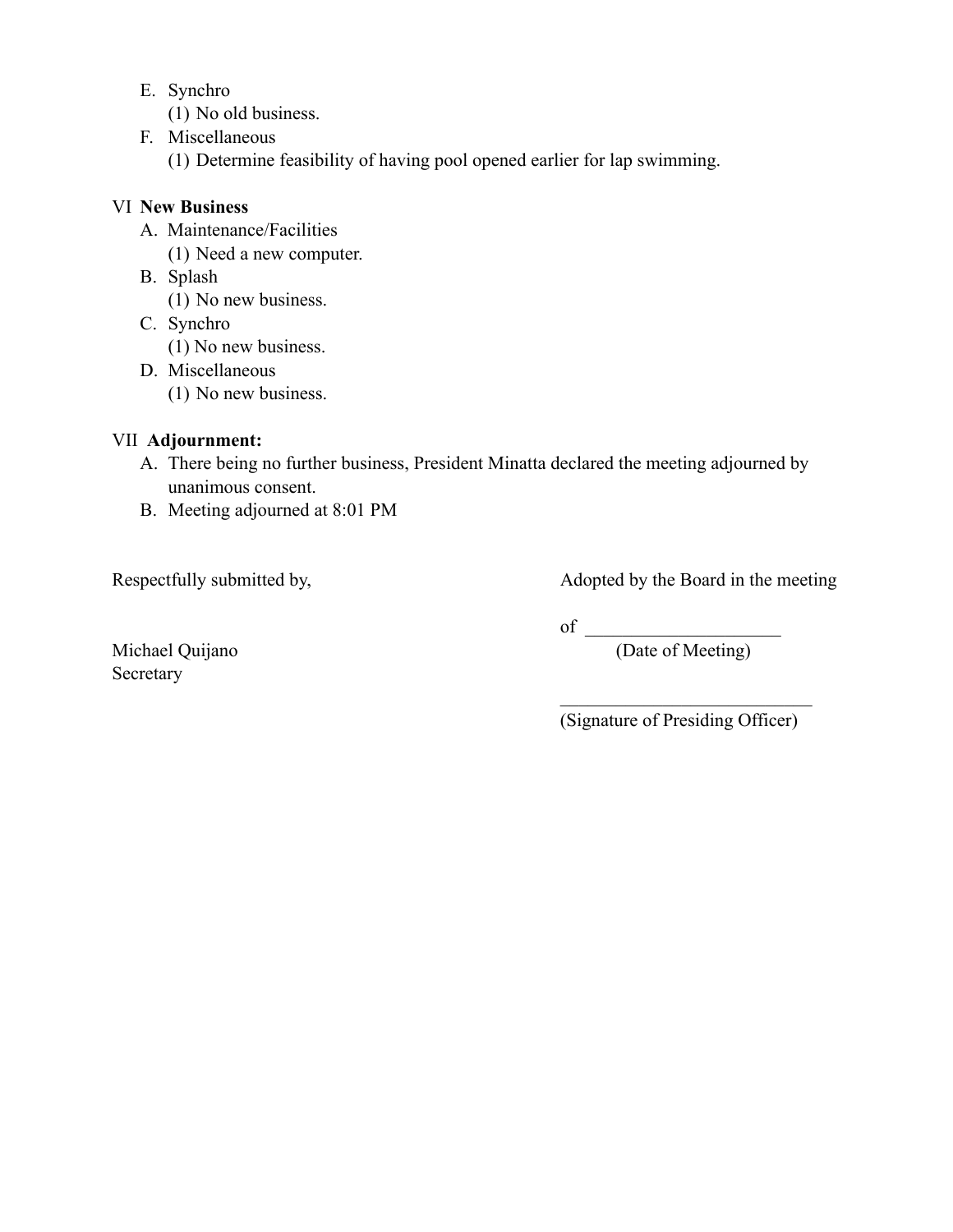E. Synchro
   (1) No old business.
F. Miscellaneous
   (1) Determine feasibility of having pool opened earlier for lap swimming.

VI **New Business**

A. Maintenance/Facilities
   (1) Need a new computer.
B. Splash
   (1) No new business.
C. Synchro
   (1) No new business.
D. Miscellaneous
   (1) No new business.

VII **Adjournment:**

A. There being no further business, President Minatta declared the meeting adjourned by unanimous consent.
B. Meeting adjourned at 8:01 PM

Respectfully submitted by,

Michael Quijano
Secretary

Adopted by the Board in the meeting

of ____________________
(Date of Meeting)

___________________________
(Signature of Presiding Officer)